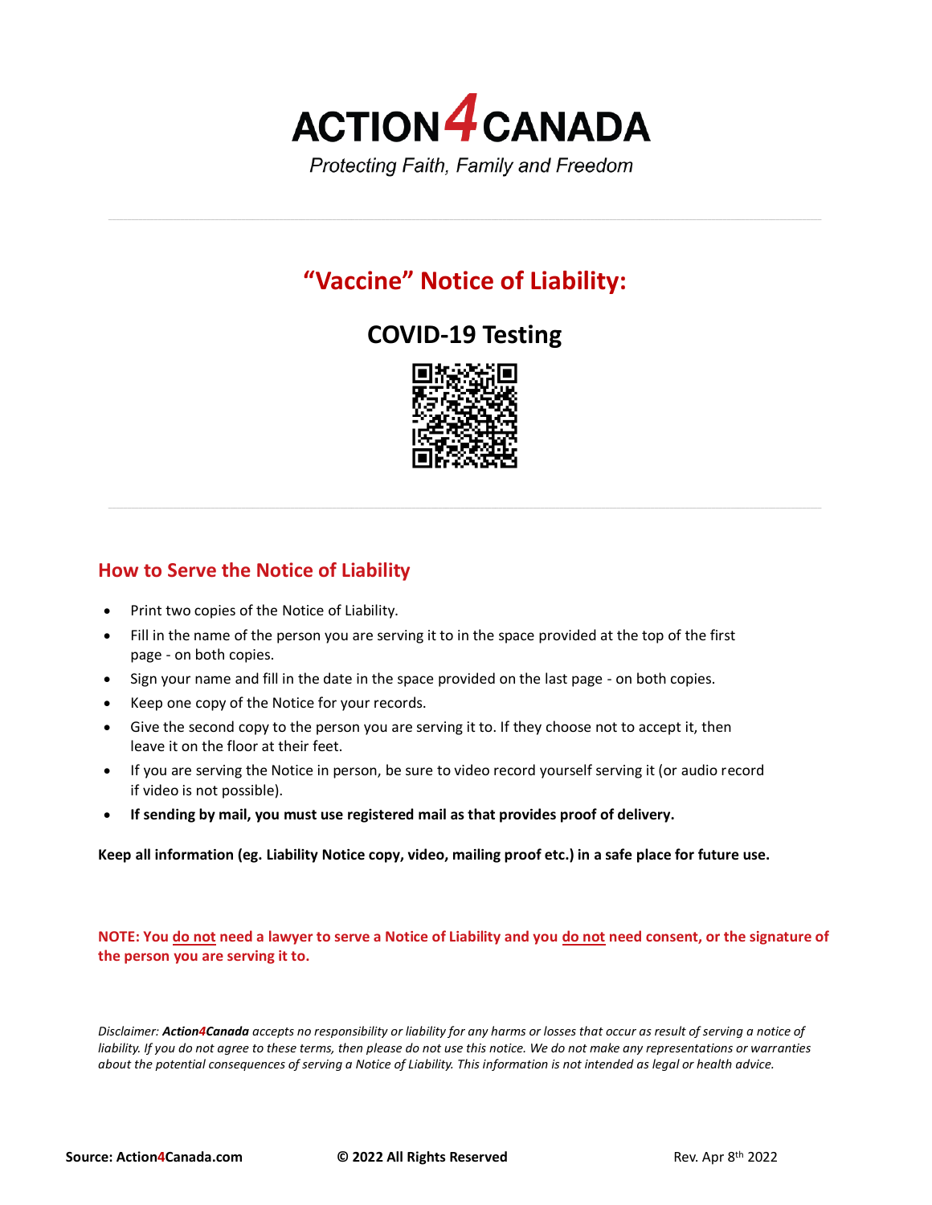# ACTION4CANADA

*Protecting Faith, Family and Freedom*

---

## "Vaccine" Notice of Liability:

## COVID-19 Testing

---

### How to Serve the Notice of Liability

- Print two copies of the Notice of Liability.
- Fill in the name of the person you are serving it to in the space provided at the top of the first page - on both copies.
- Sign your name and fill in the date in the space provided on the last page - on both copies.
- Keep one copy of the Notice for your records.
- Give the second copy to the person you are serving it to. If they choose not to accept it, then leave it on the floor at their feet.
- If you are serving the Notice in person, be sure to video record yourself serving it (or audio record if video is not possible).
- **If sending by mail, you must use registered mail as that provides proof of delivery.**

**Keep all information (eg. Liability Notice copy, video, mailing proof etc.) in a safe place for future use.**

**NOTE: You do not need a lawyer to serve a Notice of Liability and you do not need consent, or the signature of the person you are serving it to.**

*Disclaimer: **Action4Canada** accepts no responsibility or liability for any harms or losses that occur as result of serving a notice of liability. If you do not agree to these terms, then please do not use this notice. We do not make any representations or warranties about the potential consequences of serving a Notice of Liability. This information is not intended as legal or health advice.*

**Source: Action4Canada.com** **© 2022 All Rights Reserved** Rev. Apr 8th 2022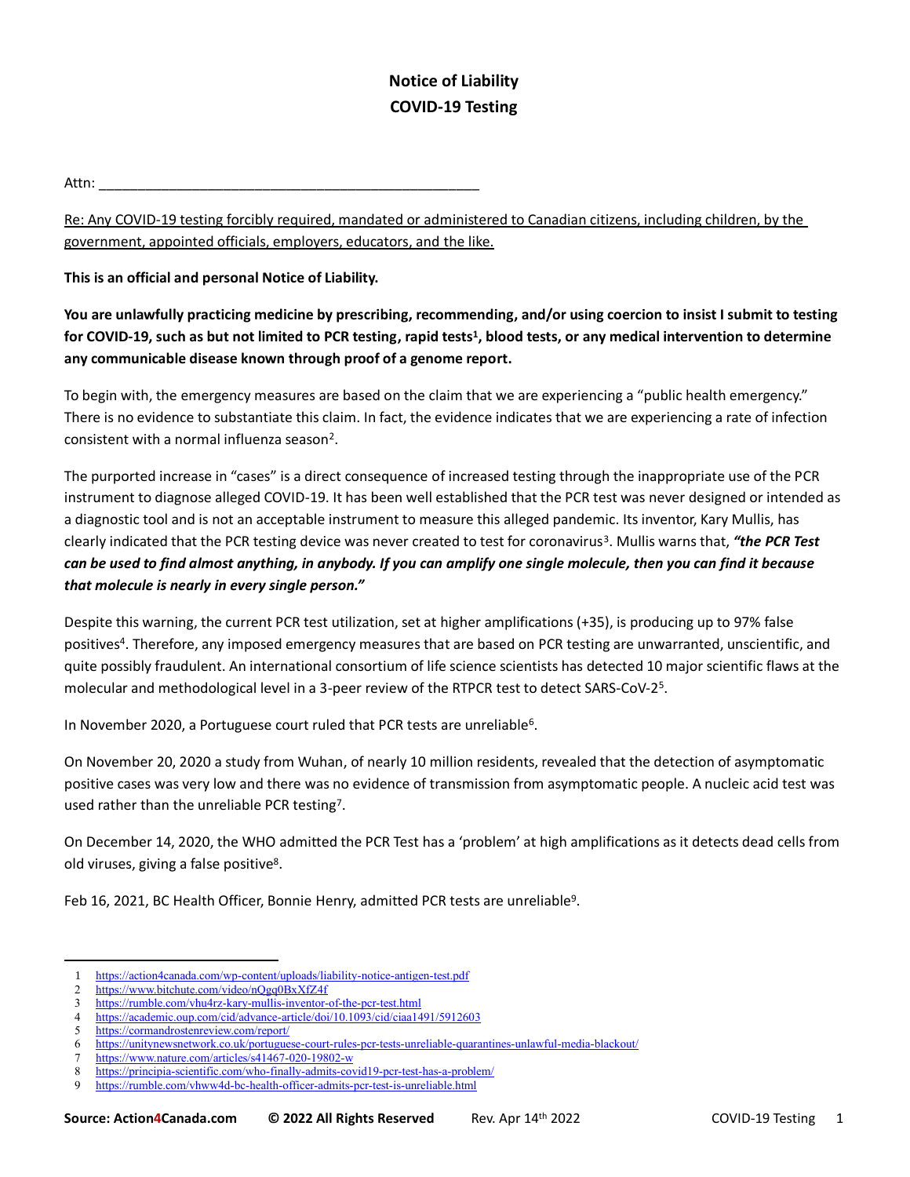# Notice of Liability
# COVID-19 Testing

Attn: ___________________________________________________

Re: Any COVID-19 testing forcibly required, mandated or administered to Canadian citizens, including children, by the government, appointed officials, employers, educators, and the like.

**This is an official and personal Notice of Liability.**

**You are unlawfully practicing medicine by prescribing, recommending, and/or using coercion to insist I submit to testing for COVID-19, such as but not limited to PCR testing, rapid tests[1], blood tests, or any medical intervention to determine any communicable disease known through proof of a genome report.**

To begin with, the emergency measures are based on the claim that we are experiencing a "public health emergency." There is no evidence to substantiate this claim. In fact, the evidence indicates that we are experiencing a rate of infection consistent with a normal influenza season[2].

The purported increase in "cases" is a direct consequence of increased testing through the inappropriate use of the PCR instrument to diagnose alleged COVID-19. It has been well established that the PCR test was never designed or intended as a diagnostic tool and is not an acceptable instrument to measure this alleged pandemic. Its inventor, Kary Mullis, has clearly indicated that the PCR testing device was never created to test for coronavirus[3]. Mullis warns that, ***"the PCR Test can be used to find almost anything, in anybody. If you can amplify one single molecule, then you can find it because that molecule is nearly in every single person."***

Despite this warning, the current PCR test utilization, set at higher amplifications (+35), is producing up to 97% false positives[4]. Therefore, any imposed emergency measures that are based on PCR testing are unwarranted, unscientific, and quite possibly fraudulent. An international consortium of life science scientists has detected 10 major scientific flaws at the molecular and methodological level in a 3-peer review of the RTPCR test to detect SARS-CoV-2[5].

In November 2020, a Portuguese court ruled that PCR tests are unreliable[6].

On November 20, 2020 a study from Wuhan, of nearly 10 million residents, revealed that the detection of asymptomatic positive cases was very low and there was no evidence of transmission from asymptomatic people. A nucleic acid test was used rather than the unreliable PCR testing[7].

On December 14, 2020, the WHO admitted the PCR Test has a 'problem' at high amplifications as it detects dead cells from old viruses, giving a false positive[8].

Feb 16, 2021, BC Health Officer, Bonnie Henry, admitted PCR tests are unreliable[9].

---

1 https://action4canada.com/wp-content/uploads/liability-notice-antigen-test.pdf
2 https://www.bitchute.com/video/nQgq0BxXfZ4f
3 https://rumble.com/vhu4rz-kary-mullis-inventor-of-the-pcr-test.html
4 https://academic.oup.com/cid/advance-article/doi/10.1093/cid/ciaa1491/5912603
5 https://cormandrostenreview.com/report/
6 https://unitynewsnetwork.co.uk/portuguese-court-rules-pcr-tests-unreliable-quarantines-unlawful-media-blackout/
7 https://www.nature.com/articles/s41467-020-19802-w
8 https://principia-scientific.com/who-finally-admits-covid19-pcr-test-has-a-problem/
9 https://rumble.com/vhww4d-bc-health-officer-admits-pcr-test-is-unreliable.html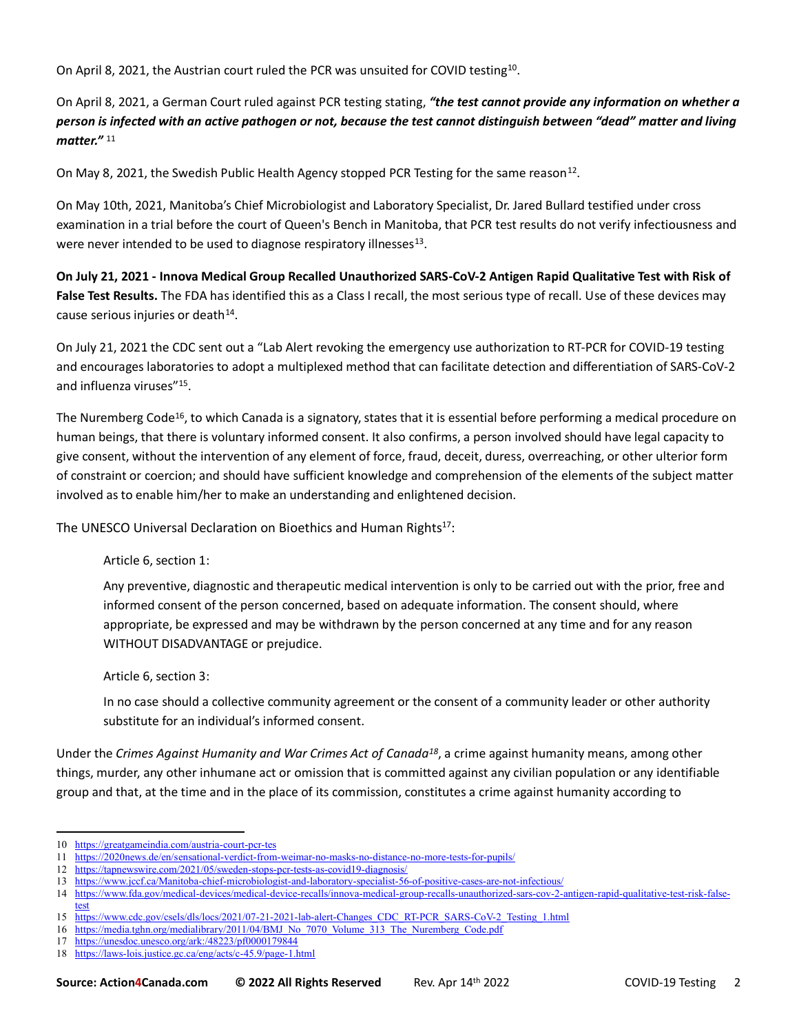On April 8, 2021, the Austrian court ruled the PCR was unsuited for COVID testing[10].

On April 8, 2021, a German Court ruled against PCR testing stating, ***"the test cannot provide any information on whether a person is infected with an active pathogen or not, because the test cannot distinguish between "dead" matter and living matter."*** [11]

On May 8, 2021, the Swedish Public Health Agency stopped PCR Testing for the same reason[12].

On May 10th, 2021, Manitoba's Chief Microbiologist and Laboratory Specialist, Dr. Jared Bullard testified under cross examination in a trial before the court of Queen's Bench in Manitoba, that PCR test results do not verify infectiousness and were never intended to be used to diagnose respiratory illnesses[13].

**On July 21, 2021 - Innova Medical Group Recalled Unauthorized SARS-CoV-2 Antigen Rapid Qualitative Test with Risk of False Test Results.** The FDA has identified this as a Class I recall, the most serious type of recall. Use of these devices may cause serious injuries or death[14].

On July 21, 2021 the CDC sent out a "Lab Alert revoking the emergency use authorization to RT-PCR for COVID-19 testing and encourages laboratories to adopt a multiplexed method that can facilitate detection and differentiation of SARS-CoV-2 and influenza viruses"[15].

The Nuremberg Code[16], to which Canada is a signatory, states that it is essential before performing a medical procedure on human beings, that there is voluntary informed consent. It also confirms, a person involved should have legal capacity to give consent, without the intervention of any element of force, fraud, deceit, duress, overreaching, or other ulterior form of constraint or coercion; and should have sufficient knowledge and comprehension of the elements of the subject matter involved as to enable him/her to make an understanding and enlightened decision.

The UNESCO Universal Declaration on Bioethics and Human Rights[17]:

> Article 6, section 1:
>
> Any preventive, diagnostic and therapeutic medical intervention is only to be carried out with the prior, free and informed consent of the person concerned, based on adequate information. The consent should, where appropriate, be expressed and may be withdrawn by the person concerned at any time and for any reason WITHOUT DISADVANTAGE or prejudice.
>
> Article 6, section 3:
>
> In no case should a collective community agreement or the consent of a community leader or other authority substitute for an individual's informed consent.

Under the *Crimes Against Humanity and War Crimes Act of Canada*[18], a crime against humanity means, among other things, murder, any other inhumane act or omission that is committed against any civilian population or any identifiable group and that, at the time and in the place of its commission, constitutes a crime against humanity according to

---

10 https://greatgameindia.com/austria-court-pcr-tes

11 https://2020news.de/en/sensational-verdict-from-weimar-no-masks-no-distance-no-more-tests-for-pupils/

12 https://tapnewswire.com/2021/05/sweden-stops-pcr-tests-as-covid19-diagnosis/

13 https://www.jccf.ca/Manitoba-chief-microbiologist-and-laboratory-specialist-56-of-positive-cases-are-not-infectious/

14 https://www.fda.gov/medical-devices/medical-device-recalls/innova-medical-group-recalls-unauthorized-sars-cov-2-antigen-rapid-qualitative-test-risk-false-test

15 https://www.cdc.gov/csels/dls/locs/2021/07-21-2021-lab-alert-Changes_CDC_RT-PCR_SARS-CoV-2_Testing_1.html

16 https://media.tghn.org/medialibrary/2011/04/BMJ_No_7070_Volume_313_The_Nuremberg_Code.pdf

17 https://unesdoc.unesco.org/ark:/48223/pf0000179844

18 https://laws-lois.justice.gc.ca/eng/acts/c-45.9/page-1.html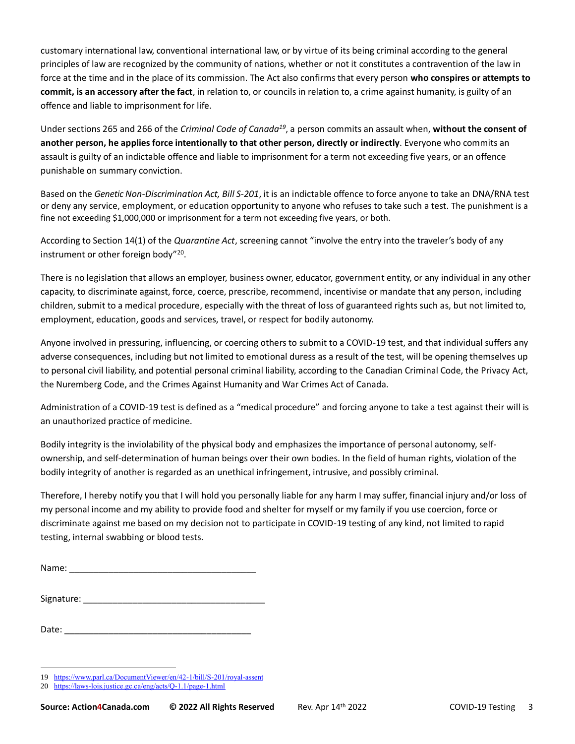customary international law, conventional international law, or by virtue of its being criminal according to the general principles of law are recognized by the community of nations, whether or not it constitutes a contravention of the law in force at the time and in the place of its commission. The Act also confirms that every person **who conspires or attempts to commit, is an accessory after the fact**, in relation to, or councils in relation to, a crime against humanity, is guilty of an offence and liable to imprisonment for life.

Under sections 265 and 266 of the *Criminal Code of Canada*[19], a person commits an assault when, **without the consent of another person, he applies force intentionally to that other person, directly or indirectly**. Everyone who commits an assault is guilty of an indictable offence and liable to imprisonment for a term not exceeding five years, or an offence punishable on summary conviction.

Based on the *Genetic Non-Discrimination Act, Bill S-201*, it is an indictable offence to force anyone to take an DNA/RNA test or deny any service, employment, or education opportunity to anyone who refuses to take such a test. The punishment is a fine not exceeding $1,000,000 or imprisonment for a term not exceeding five years, or both.

According to Section 14(1) of the *Quarantine Act*, screening cannot "involve the entry into the traveler's body of any instrument or other foreign body"[20].

There is no legislation that allows an employer, business owner, educator, government entity, or any individual in any other capacity, to discriminate against, force, coerce, prescribe, recommend, incentivise or mandate that any person, including children, submit to a medical procedure, especially with the threat of loss of guaranteed rights such as, but not limited to, employment, education, goods and services, travel, or respect for bodily autonomy.

Anyone involved in pressuring, influencing, or coercing others to submit to a COVID-19 test, and that individual suffers any adverse consequences, including but not limited to emotional duress as a result of the test, will be opening themselves up to personal civil liability, and potential personal criminal liability, according to the Canadian Criminal Code, the Privacy Act, the Nuremberg Code, and the Crimes Against Humanity and War Crimes Act of Canada.

Administration of a COVID-19 test is defined as a "medical procedure" and forcing anyone to take a test against their will is an unauthorized practice of medicine.

Bodily integrity is the inviolability of the physical body and emphasizes the importance of personal autonomy, self-ownership, and self-determination of human beings over their own bodies. In the field of human rights, violation of the bodily integrity of another is regarded as an unethical infringement, intrusive, and possibly criminal.

Therefore, I hereby notify you that I will hold you personally liable for any harm I may suffer, financial injury and/or loss of my personal income and my ability to provide food and shelter for myself or my family if you use coercion, force or discriminate against me based on my decision not to participate in COVID-19 testing of any kind, not limited to rapid testing, internal swabbing or blood tests.

Name: ______________________________________

Signature: ____________________________________

Date: _______________________________________

---

19 https://www.parl.ca/DocumentViewer/en/42-1/bill/S-201/royal-assent

20 https://laws-lois.justice.gc.ca/eng/acts/Q-1.1/page-1.html